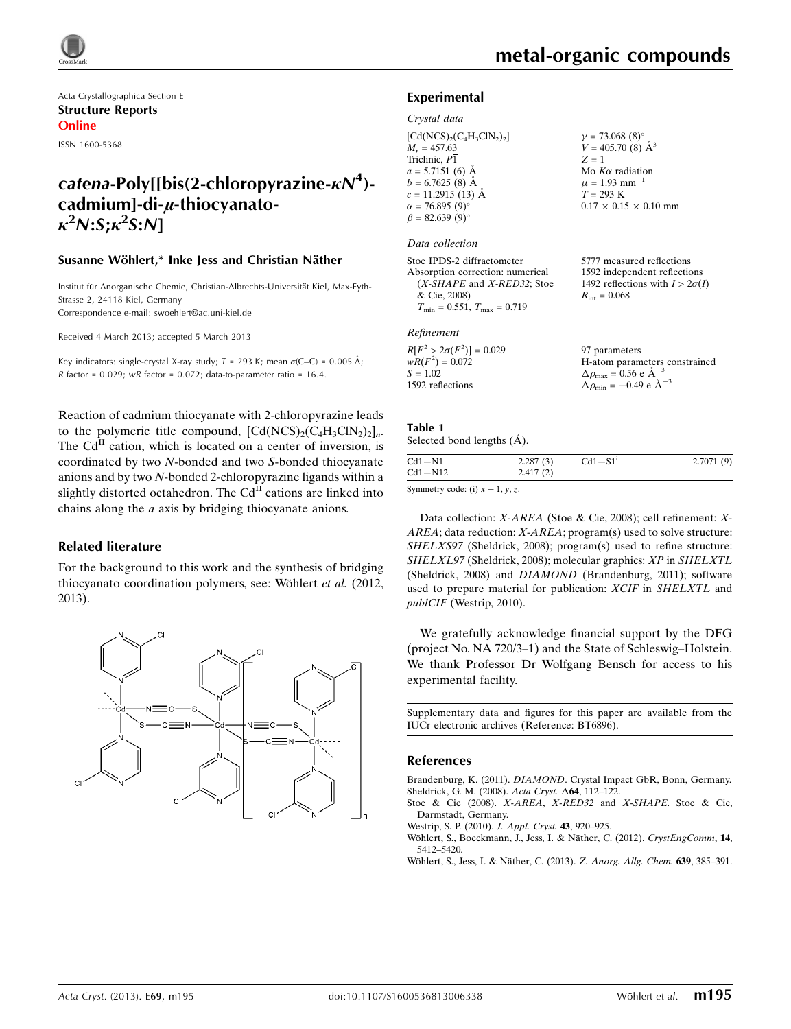Acta Crystallographica Section E
**Structure Reports**
**Online**
ISSN 1600-5368

# *catena*-Poly[[bis(2-chloropyrazine-$\kappa N^4$)-cadmium]-di-$\mu$-thiocyanato-$\kappa^2 N$:$S$;$\kappa^2 S$:$N$]

**Susanne Wöhlert,* Inke Jess and Christian Näther**

Institut für Anorganische Chemie, Christian-Albrechts-Universität Kiel, Max-Eyth-Strasse 2, 24118 Kiel, Germany
Correspondence e-mail: swoehlert@ac.uni-kiel.de

Received 4 March 2013; accepted 5 March 2013

Key indicators: single-crystal X-ray study; $T$ = 293 K; mean $\sigma$(C–C) = 0.005 Å; $R$ factor = 0.029; $wR$ factor = 0.072; data-to-parameter ratio = 16.4.

Reaction of cadmium thiocyanate with 2-chloropyrazine leads to the polymeric title compound, $[Cd(NCS)_2(C_4H_3ClN_2)_2]_n$. The $Cd^{II}$ cation, which is located on a center of inversion, is coordinated by two *N*-bonded and two *S*-bonded thiocyanate anions and by two *N*-bonded 2-chloropyrazine ligands within a slightly distorted octahedron. The $Cd^{II}$ cations are linked into chains along the *a* axis by bridging thiocyanate anions.

## Related literature

For the background to this work and the synthesis of bridging thiocyanato coordination polymers, see: Wöhlert *et al.* (2012, 2013).

## Experimental

### Crystal data

$[Cd(NCS)_2(C_4H_3ClN_2)_2]$
$M_r$ = 457.63
Triclinic, $P\overline{1}$
$a$ = 5.7151 (6) Å
$b$ = 6.7625 (8) Å
$c$ = 11.2915 (13) Å
$\alpha$ = 76.895 (9)°
$\beta$ = 82.639 (9)°
$\gamma$ = 73.068 (8)°
$V$ = 405.70 (8) Å$^3$
$Z$ = 1
Mo $K\alpha$ radiation
$\mu$ = 1.93 mm$^{-1}$
$T$ = 293 K
0.17 × 0.15 × 0.10 mm

### Data collection

Stoe IPDS-2 diffractometer
Absorption correction: numerical (*X-SHAPE* and *X-RED32*; Stoe & Cie, 2008)
$T_{min}$ = 0.551, $T_{max}$ = 0.719
5777 measured reflections
1592 independent reflections
1492 reflections with $I > 2\sigma(I)$
$R_{int}$ = 0.068

### Refinement

$R[F^2 > 2\sigma(F^2)]$ = 0.029
$wR(F^2)$ = 0.072
$S$ = 1.02
1592 reflections
97 parameters
H-atom parameters constrained
$\Delta\rho_{max}$ = 0.56 e Å$^{-3}$
$\Delta\rho_{min}$ = −0.49 e Å$^{-3}$

**Table 1**
Selected bond lengths (Å).

| | | | |
|---|---|---|---|
| Cd1—N1 | 2.287 (3) | Cd1—S1$^{i}$ | 2.7071 (9) |
| Cd1—N12 | 2.417 (2) | | |

Symmetry code: (i) $x - 1, y, z$.

Data collection: *X-AREA* (Stoe & Cie, 2008); cell refinement: *X-AREA*; data reduction: *X-AREA*; program(s) used to solve structure: *SHELXS97* (Sheldrick, 2008); program(s) used to refine structure: *SHELXL97* (Sheldrick, 2008); molecular graphics: *XP* in *SHELXTL* (Sheldrick, 2008) and *DIAMOND* (Brandenburg, 2011); software used to prepare material for publication: *XCIF* in *SHELXTL* and *publCIF* (Westrip, 2010).

We gratefully acknowledge financial support by the DFG (project No. NA 720/3–1) and the State of Schleswig–Holstein. We thank Professor Dr Wolfgang Bensch for access to his experimental facility.

Supplementary data and figures for this paper are available from the IUCr electronic archives (Reference: BT6896).

## References

Brandenburg, K. (2011). *DIAMOND*. Crystal Impact GbR, Bonn, Germany.
Sheldrick, G. M. (2008). *Acta Cryst.* A**64**, 112–122.
Stoe & Cie (2008). *X-AREA*, *X-RED32* and *X-SHAPE*. Stoe & Cie, Darmstadt, Germany.
Westrip, S. P. (2010). *J. Appl. Cryst.* **43**, 920–925.
Wöhlert, S., Boeckmann, J., Jess, I. & Näther, C. (2012). *CrystEngComm*, **14**, 5412–5420.
Wöhlert, S., Jess, I. & Näther, C. (2013). *Z. Anorg. Allg. Chem.* **639**, 385–391.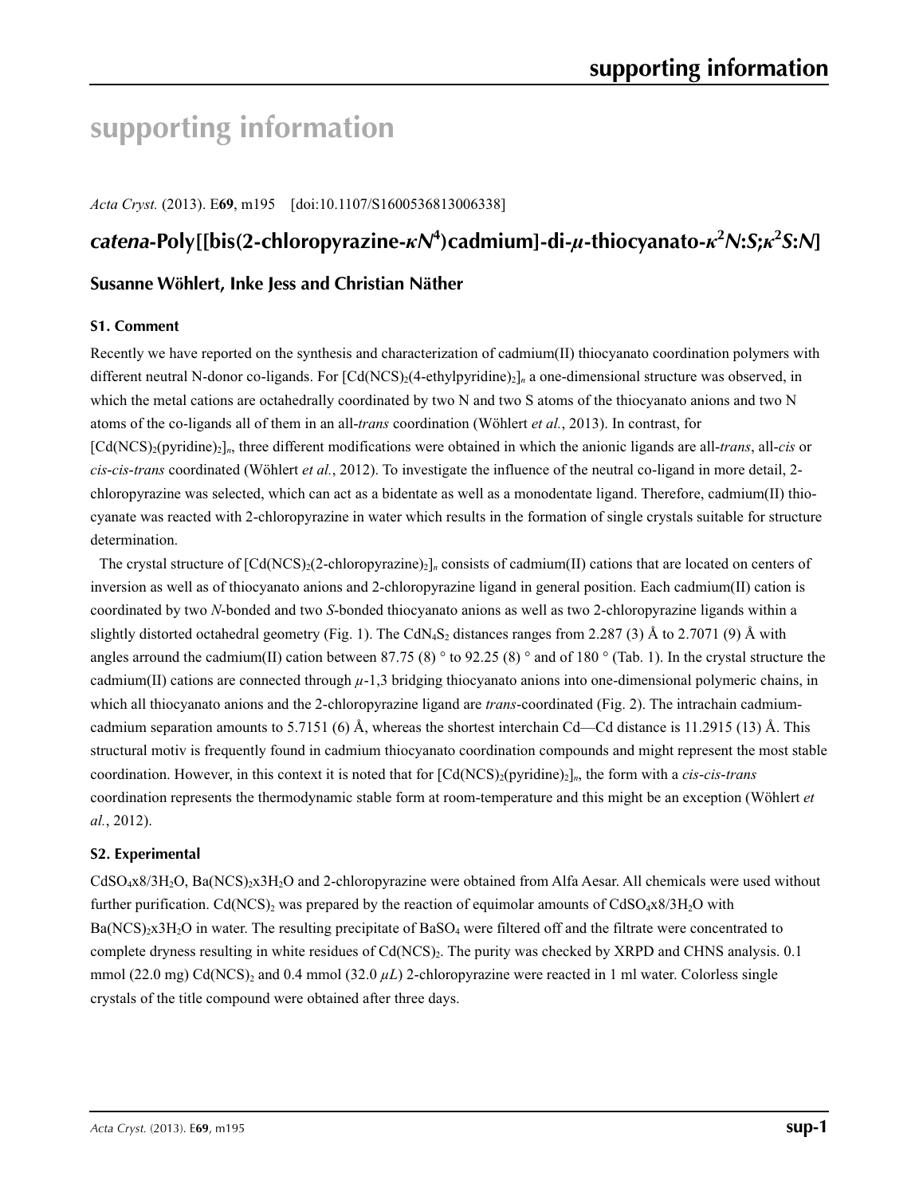# supporting information

*Acta Cryst.* (2013). E**69**, m195 [doi:10.1107/S1600536813006338]

## *catena*-Poly[[bis(2-chloropyrazine-*κN*[4])cadmium]-di-*μ*-thiocyanato-*κ*[2]*N*:*S*;*κ*[2]*S*:*N*]

### Susanne Wöhlert, Inke Jess and Christian Näther

#### S1. Comment

Recently we have reported on the synthesis and characterization of cadmium(II) thiocyanato coordination polymers with different neutral N-donor co-ligands. For $[Cd(NCS)_2(4\text{-ethylpyridine})_2]_n$ a one-dimensional structure was observed, in which the metal cations are octahedrally coordinated by two N and two S atoms of the thiocyanato anions and two N atoms of the co-ligands all of them in an all-*trans* coordination (Wöhlert *et al.*, 2013). In contrast, for $[Cd(NCS)_2(\text{pyridine})_2]_n$, three different modifications were obtained in which the anionic ligands are all-*trans*, all-*cis* or *cis*-*cis*-*trans* coordinated (Wöhlert *et al.*, 2012). To investigate the influence of the neutral co-ligand in more detail, 2-chloropyrazine was selected, which can act as a bidentate as well as a monodentate ligand. Therefore, cadmium(II) thiocyanate was reacted with 2-chloropyrazine in water which results in the formation of single crystals suitable for structure determination.

The crystal structure of $[Cd(NCS)_2(2\text{-chloropyrazine})_2]_n$ consists of cadmium(II) cations that are located on centers of inversion as well as of thiocyanato anions and 2-chloropyrazine ligand in general position. Each cadmium(II) cation is coordinated by two *N*-bonded and two *S*-bonded thiocyanato anions as well as two 2-chloropyrazine ligands within a slightly distorted octahedral geometry (Fig. 1). The $CdN_4S_2$ distances ranges from 2.287 (3) Å to 2.7071 (9) Å with angles arround the cadmium(II) cation between 87.75 (8) ° to 92.25 (8) ° and of 180 ° (Tab. 1). In the crystal structure the cadmium(II) cations are connected through *μ*-1,3 bridging thiocyanato anions into one-dimensional polymeric chains, in which all thiocyanato anions and the 2-chloropyrazine ligand are *trans*-coordinated (Fig. 2). The intrachain cadmium-cadmium separation amounts to 5.7151 (6) Å, whereas the shortest interchain Cd—Cd distance is 11.2915 (13) Å. This structural motiv is frequently found in cadmium thiocyanato coordination compounds and might represent the most stable coordination. However, in this context it is noted that for $[Cd(NCS)_2(\text{pyridine})_2]_n$, the form with a *cis*-*cis*-*trans* coordination represents the thermodynamic stable form at room-temperature and this might be an exception (Wöhlert *et al.*, 2012).

#### S2. Experimental

$CdSO_4 x8/3H_2O$, $Ba(NCS)_2x3H_2O$ and 2-chloropyrazine were obtained from Alfa Aesar. All chemicals were used without further purification. $Cd(NCS)_2$ was prepared by the reaction of equimolar amounts of $CdSO_4x8/3H_2O$ with $Ba(NCS)_2x3H_2O$ in water. The resulting precipitate of $BaSO_4$ were filtered off and the filtrate were concentrated to complete dryness resulting in white residues of $Cd(NCS)_2$. The purity was checked by XRPD and CHNS analysis. 0.1 mmol (22.0 mg) $Cd(NCS)_2$ and 0.4 mmol (32.0 *μL*) 2-chloropyrazine were reacted in 1 ml water. Colorless single crystals of the title compound were obtained after three days.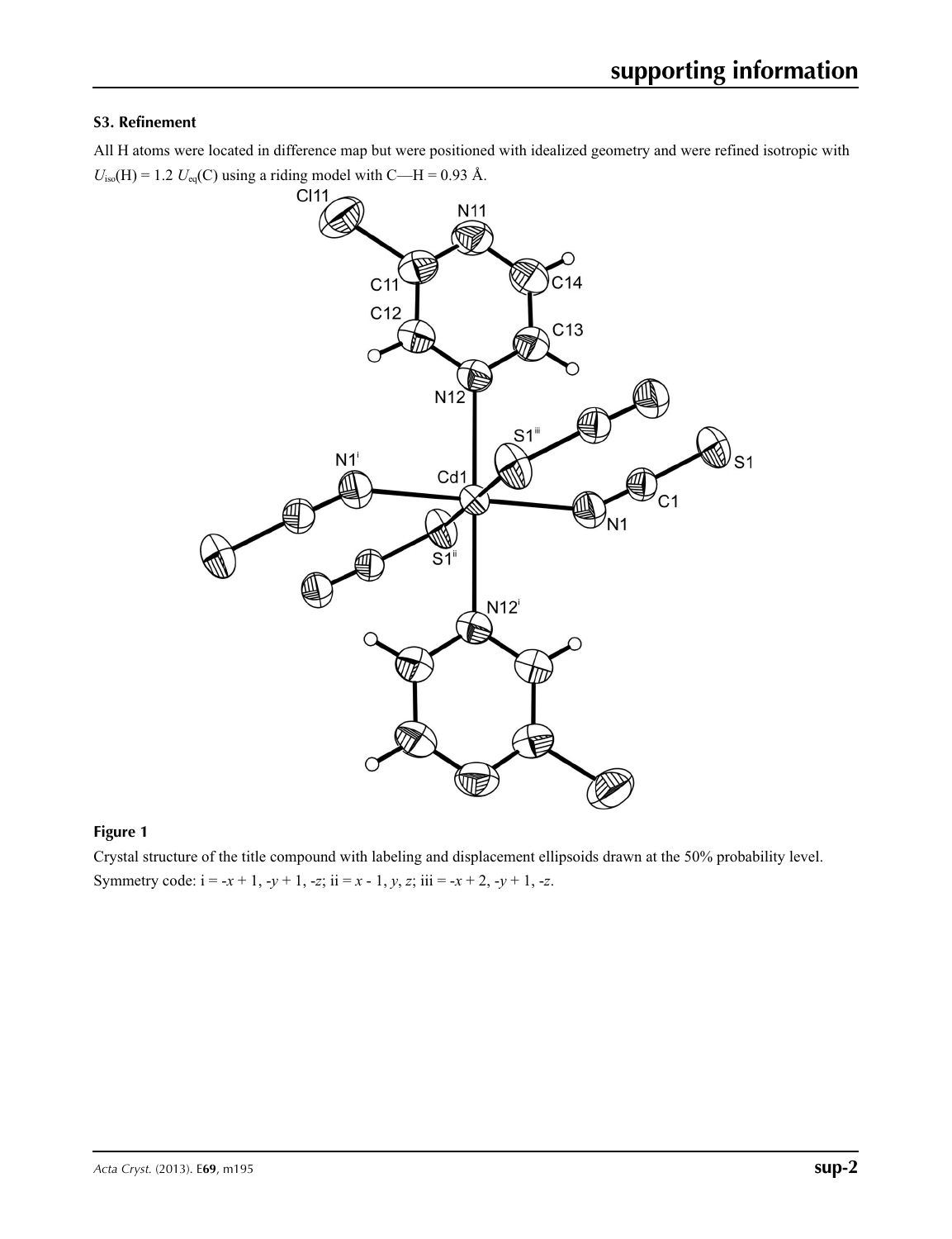### S3. Refinement

All H atoms were located in difference map but were positioned with idealized geometry and were refined isotropic with $U_{iso}(H) = 1.2\ U_{eq}(C)$ using a riding model with C—H = 0.93 Å.

### Figure 1

Crystal structure of the title compound with labeling and displacement ellipsoids drawn at the 50% probability level. Symmetry code: i = -*x* + 1, -*y* + 1, -*z*; ii = *x* - 1, *y*, *z*; iii = -*x* + 2, -*y* + 1, -*z*.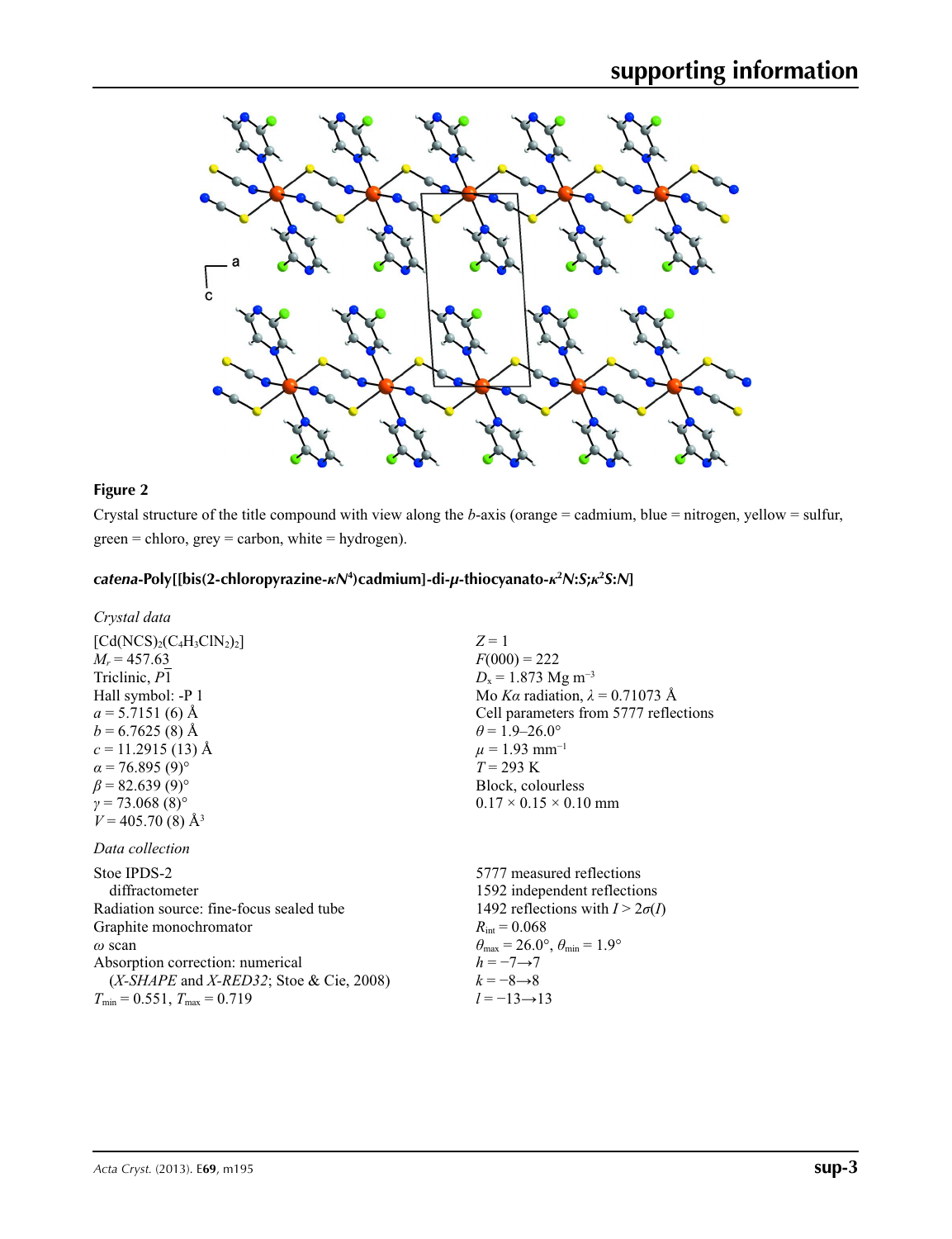**Figure 2**

Crystal structure of the title compound with view along the *b*-axis (orange = cadmium, blue = nitrogen, yellow = sulfur, green = chloro, grey = carbon, white = hydrogen).

## *catena*-Poly[[bis(2-chloropyrazine-$\kappa N^4$)cadmium]-di-$\mu$-thiocyanato-$\kappa^2 N$:$S$;$\kappa^2 S$:$N$]

### *Crystal data*

$[Cd(NCS)_2(C_4H_3ClN_2)_2]$
$M_r = 457.63$
Triclinic, $P\overline{1}$
Hall symbol: -P 1
$a = 5.7151$ (6) Å
$b = 6.7625$ (8) Å
$c = 11.2915$ (13) Å
$\alpha = 76.895$ (9)°
$\beta = 82.639$ (9)°
$\gamma = 73.068$ (8)°
$V = 405.70$ (8) Å$^3$
$Z = 1$
$F(000) = 222$
$D_x = 1.873$ Mg m$^{-3}$
Mo $K\alpha$ radiation, $\lambda = 0.71073$ Å
Cell parameters from 5777 reflections
$\theta = 1.9$–$26.0$°
$\mu = 1.93$ mm$^{-1}$
$T = 293$ K
Block, colourless
$0.17 \times 0.15 \times 0.10$ mm

### *Data collection*

Stoe IPDS-2
diffractometer
Radiation source: fine-focus sealed tube
Graphite monochromator
$\omega$ scan
Absorption correction: numerical
(*X-SHAPE* and *X-RED32*; Stoe & Cie, 2008)
$T_{min} = 0.551$, $T_{max} = 0.719$
5777 measured reflections
1592 independent reflections
1492 reflections with $I > 2\sigma(I)$
$R_{int} = 0.068$
$\theta_{max} = 26.0$°, $\theta_{min} = 1.9$°
$h = -7 \rightarrow 7$
$k = -8 \rightarrow 8$
$l = -13 \rightarrow 13$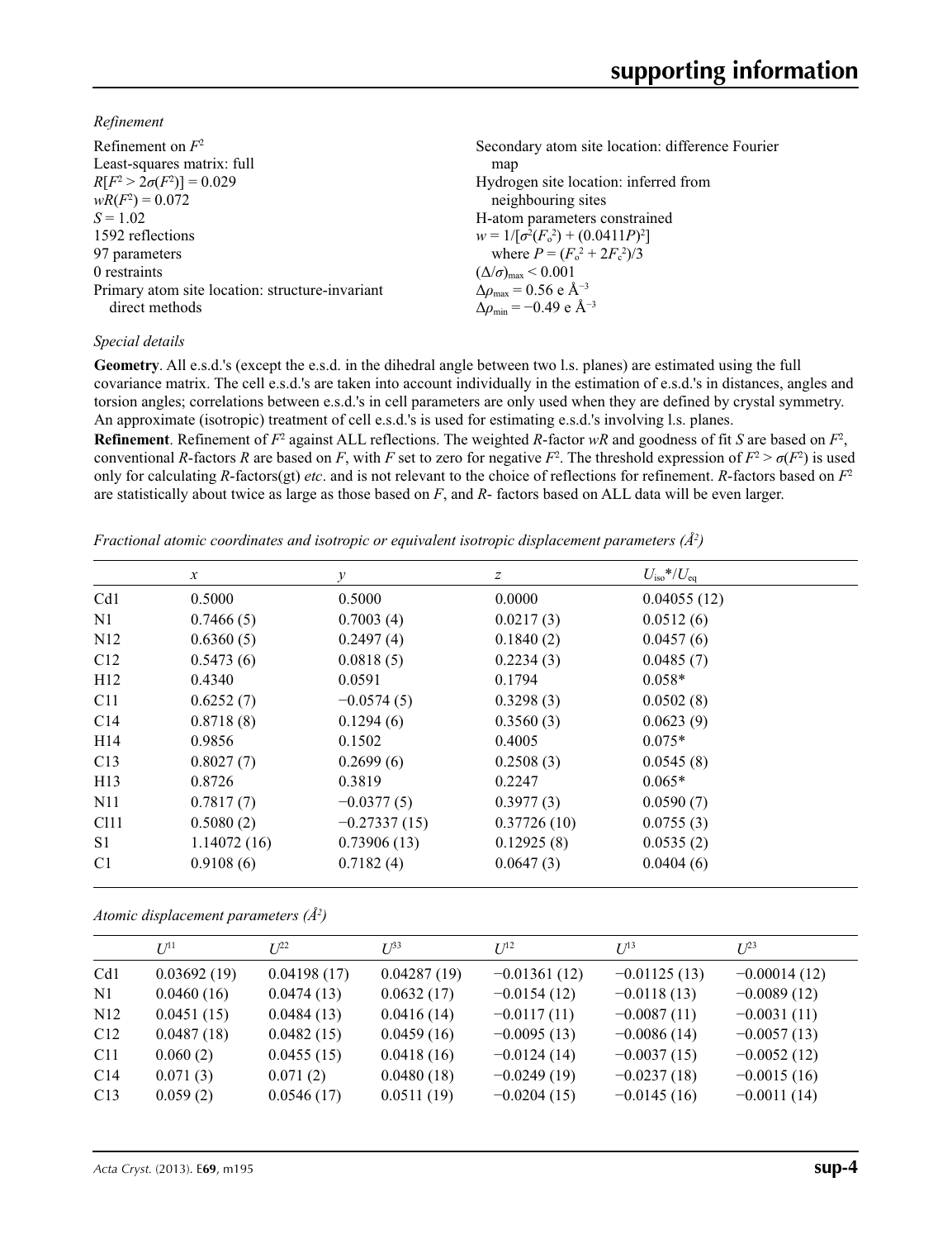*Refinement*

Refinement on $F^2$
Least-squares matrix: full
$R[F^2 > 2\sigma(F^2)] = 0.029$
$wR(F^2) = 0.072$
$S = 1.02$
1592 reflections
97 parameters
0 restraints
Primary atom site location: structure-invariant direct methods
Secondary atom site location: difference Fourier map
Hydrogen site location: inferred from neighbouring sites
H-atom parameters constrained
$w = 1/[\sigma^2(F_o^2) + (0.0411P)^2]$
where $P = (F_o^2 + 2F_c^2)/3$
$(\Delta/\sigma)_{max} < 0.001$
$\Delta\rho_{max} = 0.56$ e Å$^{-3}$
$\Delta\rho_{min} = -0.49$ e Å$^{-3}$

*Special details*

**Geometry**. All e.s.d.'s (except the e.s.d. in the dihedral angle between two l.s. planes) are estimated using the full covariance matrix. The cell e.s.d.'s are taken into account individually in the estimation of e.s.d.'s in distances, angles and torsion angles; correlations between e.s.d.'s in cell parameters are only used when they are defined by crystal symmetry. An approximate (isotropic) treatment of cell e.s.d.'s is used for estimating e.s.d.'s involving l.s. planes.

**Refinement**. Refinement of $F^2$ against ALL reflections. The weighted $R$-factor $wR$ and goodness of fit $S$ are based on $F^2$, conventional $R$-factors $R$ are based on $F$, with $F$ set to zero for negative $F^2$. The threshold expression of $F^2 > \sigma(F^2)$ is used only for calculating $R$-factors(gt) *etc*. and is not relevant to the choice of reflections for refinement. $R$-factors based on $F^2$ are statistically about twice as large as those based on $F$, and $R$- factors based on ALL data will be even larger.

*Fractional atomic coordinates and isotropic or equivalent isotropic displacement parameters (Å$^2$)*

| | $x$ | $y$ | $z$ | $U_{iso}$*/$U_{eq}$ |
|---|---|---|---|---|
| Cd1 | 0.5000 | 0.5000 | 0.0000 | 0.04055 (12) |
| N1 | 0.7466 (5) | 0.7003 (4) | 0.0217 (3) | 0.0512 (6) |
| N12 | 0.6360 (5) | 0.2497 (4) | 0.1840 (2) | 0.0457 (6) |
| C12 | 0.5473 (6) | 0.0818 (5) | 0.2234 (3) | 0.0485 (7) |
| H12 | 0.4340 | 0.0591 | 0.1794 | 0.058* |
| C11 | 0.6252 (7) | −0.0574 (5) | 0.3298 (3) | 0.0502 (8) |
| C14 | 0.8718 (8) | 0.1294 (6) | 0.3560 (3) | 0.0623 (9) |
| H14 | 0.9856 | 0.1502 | 0.4005 | 0.075* |
| C13 | 0.8027 (7) | 0.2699 (6) | 0.2508 (3) | 0.0545 (8) |
| H13 | 0.8726 | 0.3819 | 0.2247 | 0.065* |
| N11 | 0.7817 (7) | −0.0377 (5) | 0.3977 (3) | 0.0590 (7) |
| Cl11 | 0.5080 (2) | −0.27337 (15) | 0.37726 (10) | 0.0755 (3) |
| S1 | 1.14072 (16) | 0.73906 (13) | 0.12925 (8) | 0.0535 (2) |
| C1 | 0.9108 (6) | 0.7182 (4) | 0.0647 (3) | 0.0404 (6) |

*Atomic displacement parameters (Å$^2$)*

| | $U^{11}$ | $U^{22}$ | $U^{33}$ | $U^{12}$ | $U^{13}$ | $U^{23}$ |
|---|---|---|---|---|---|---|
| Cd1 | 0.03692 (19) | 0.04198 (17) | 0.04287 (19) | −0.01361 (12) | −0.01125 (13) | −0.00014 (12) |
| N1 | 0.0460 (16) | 0.0474 (13) | 0.0632 (17) | −0.0154 (12) | −0.0118 (13) | −0.0089 (12) |
| N12 | 0.0451 (15) | 0.0484 (13) | 0.0416 (14) | −0.0117 (11) | −0.0087 (11) | −0.0031 (11) |
| C12 | 0.0487 (18) | 0.0482 (15) | 0.0459 (16) | −0.0095 (13) | −0.0086 (14) | −0.0057 (13) |
| C11 | 0.060 (2) | 0.0455 (15) | 0.0418 (16) | −0.0124 (14) | −0.0037 (15) | −0.0052 (12) |
| C14 | 0.071 (3) | 0.071 (2) | 0.0480 (18) | −0.0249 (19) | −0.0237 (18) | −0.0015 (16) |
| C13 | 0.059 (2) | 0.0546 (17) | 0.0511 (19) | −0.0204 (15) | −0.0145 (16) | −0.0011 (14) |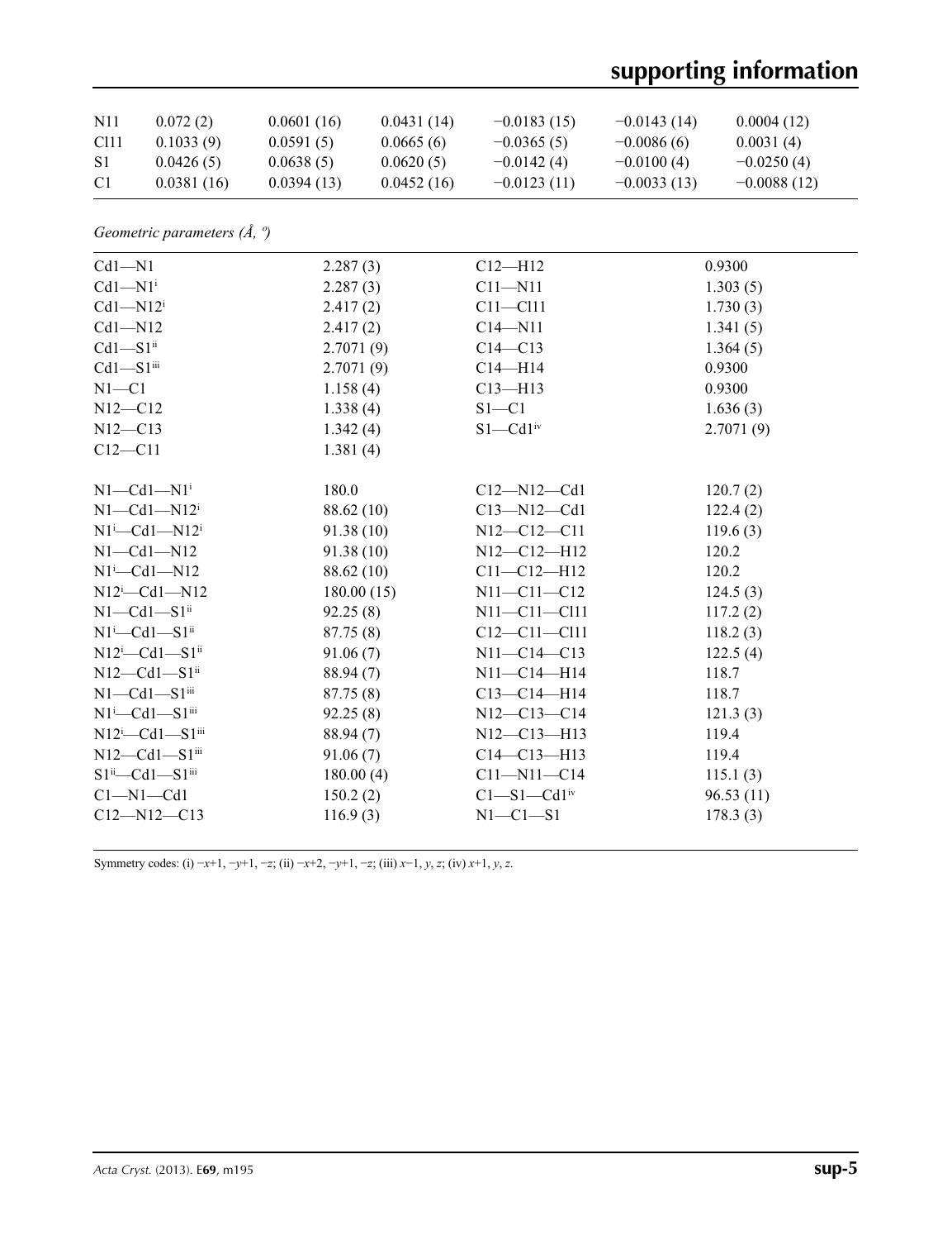| | | | | | | |
|---|---|---|---|---|---|---|
| N11 | 0.072 (2) | 0.0601 (16) | 0.0431 (14) | −0.0183 (15) | −0.0143 (14) | 0.0004 (12) |
| Cl11 | 0.1033 (9) | 0.0591 (5) | 0.0665 (6) | −0.0365 (5) | −0.0086 (6) | 0.0031 (4) |
| S1 | 0.0426 (5) | 0.0638 (5) | 0.0620 (5) | −0.0142 (4) | −0.0100 (4) | −0.0250 (4) |
| C1 | 0.0381 (16) | 0.0394 (13) | 0.0452 (16) | −0.0123 (11) | −0.0033 (13) | −0.0088 (12) |

*Geometric parameters (Å, º)*

| | | | |
|---|---|---|---|
| Cd1—N1 | 2.287 (3) | C12—H12 | 0.9300 |
| Cd1—N1$^{i}$ | 2.287 (3) | C11—N11 | 1.303 (5) |
| Cd1—N12$^{i}$ | 2.417 (2) | C11—Cl11 | 1.730 (3) |
| Cd1—N12 | 2.417 (2) | C14—N11 | 1.341 (5) |
| Cd1—S1$^{ii}$ | 2.7071 (9) | C14—C13 | 1.364 (5) |
| Cd1—S1$^{iii}$ | 2.7071 (9) | C14—H14 | 0.9300 |
| N1—C1 | 1.158 (4) | C13—H13 | 0.9300 |
| N12—C12 | 1.338 (4) | S1—C1 | 1.636 (3) |
| N12—C13 | 1.342 (4) | S1—Cd1$^{iv}$ | 2.7071 (9) |
| C12—C11 | 1.381 (4) | | |
| | | | |
| N1—Cd1—N1$^{i}$ | 180.0 | C12—N12—Cd1 | 120.7 (2) |
| N1—Cd1—N12$^{i}$ | 88.62 (10) | C13—N12—Cd1 | 122.4 (2) |
| N1$^{i}$—Cd1—N12$^{i}$ | 91.38 (10) | N12—C12—C11 | 119.6 (3) |
| N1—Cd1—N12 | 91.38 (10) | N12—C12—H12 | 120.2 |
| N1$^{i}$—Cd1—N12 | 88.62 (10) | C11—C12—H12 | 120.2 |
| N12$^{i}$—Cd1—N12 | 180.00 (15) | N11—C11—C12 | 124.5 (3) |
| N1—Cd1—S1$^{ii}$ | 92.25 (8) | N11—C11—Cl11 | 117.2 (2) |
| N1$^{i}$—Cd1—S1$^{ii}$ | 87.75 (8) | C12—C11—Cl11 | 118.2 (3) |
| N12$^{i}$—Cd1—S1$^{ii}$ | 91.06 (7) | N11—C14—C13 | 122.5 (4) |
| N12—Cd1—S1$^{ii}$ | 88.94 (7) | N11—C14—H14 | 118.7 |
| N1—Cd1—S1$^{iii}$ | 87.75 (8) | C13—C14—H14 | 118.7 |
| N1$^{i}$—Cd1—S1$^{iii}$ | 92.25 (8) | N12—C13—C14 | 121.3 (3) |
| N12$^{i}$—Cd1—S1$^{iii}$ | 88.94 (7) | N12—C13—H13 | 119.4 |
| N12—Cd1—S1$^{iii}$ | 91.06 (7) | C14—C13—H13 | 119.4 |
| S1$^{ii}$—Cd1—S1$^{iii}$ | 180.00 (4) | C11—N11—C14 | 115.1 (3) |
| C1—N1—Cd1 | 150.2 (2) | C1—S1—Cd1$^{iv}$ | 96.53 (11) |
| C12—N12—C13 | 116.9 (3) | N1—C1—S1 | 178.3 (3) |

Symmetry codes: (i) −*x*+1, −*y*+1, −*z*; (ii) −*x*+2, −*y*+1, −*z*; (iii) *x*−1, *y*, *z*; (iv) *x*+1, *y*, *z*.